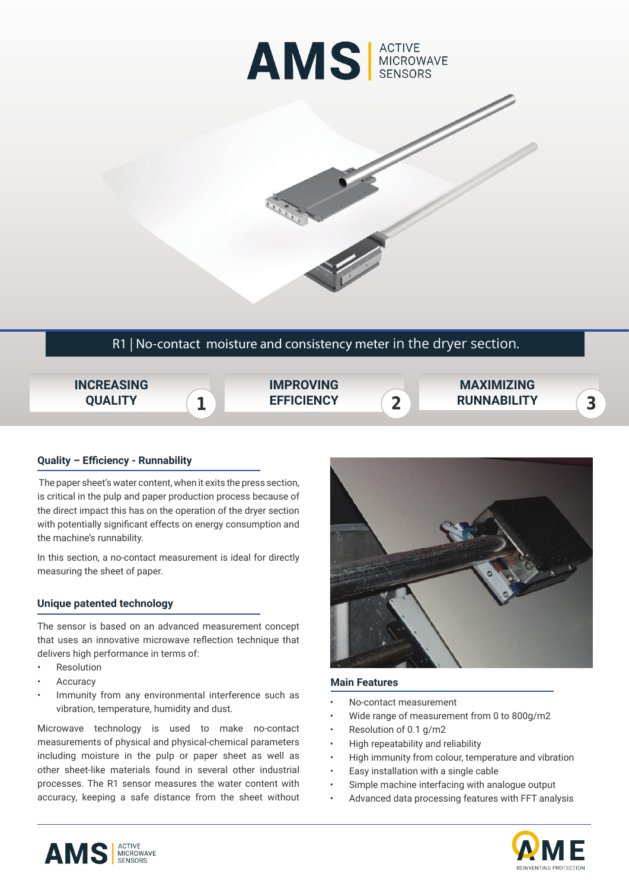# AMS | ACTIVE MICROWAVE SENSORS

## R1 | No-contact moisture and consistency meter in the dryer section.

**INCREASING QUALITY** 1

**IMPROVING EFFICIENCY** 2

**MAXIMIZING RUNNABILITY** 3

### Quality – Efficiency - Runnability

The paper sheet's water content, when it exits the press section, is critical in the pulp and paper production process because of the direct impact this has on the operation of the dryer section with potentially significant effects on energy consumption and the machine's runnability.

In this section, a no-contact measurement is ideal for directly measuring the sheet of paper.

### Unique patented technology

The sensor is based on an advanced measurement concept that uses an innovative microwave reflection technique that delivers high performance in terms of:

- Resolution
- Accuracy
- Immunity from any environmental interference such as vibration, temperature, humidity and dust.

Microwave technology is used to make no-contact measurements of physical and physical-chemical parameters including moisture in the pulp or paper sheet as well as other sheet-like materials found in several other industrial processes. The R1 sensor measures the water content with accuracy, keeping a safe distance from the sheet without

### Main Features

- No-contact measurement
- Wide range of measurement from 0 to 800g/m2
- Resolution of 0.1 g/m2
- High repeatability and reliability
- High immunity from colour, temperature and vibration
- Easy installation with a single cable
- Simple machine interfacing with analogue output
- Advanced data processing features with FFT analysis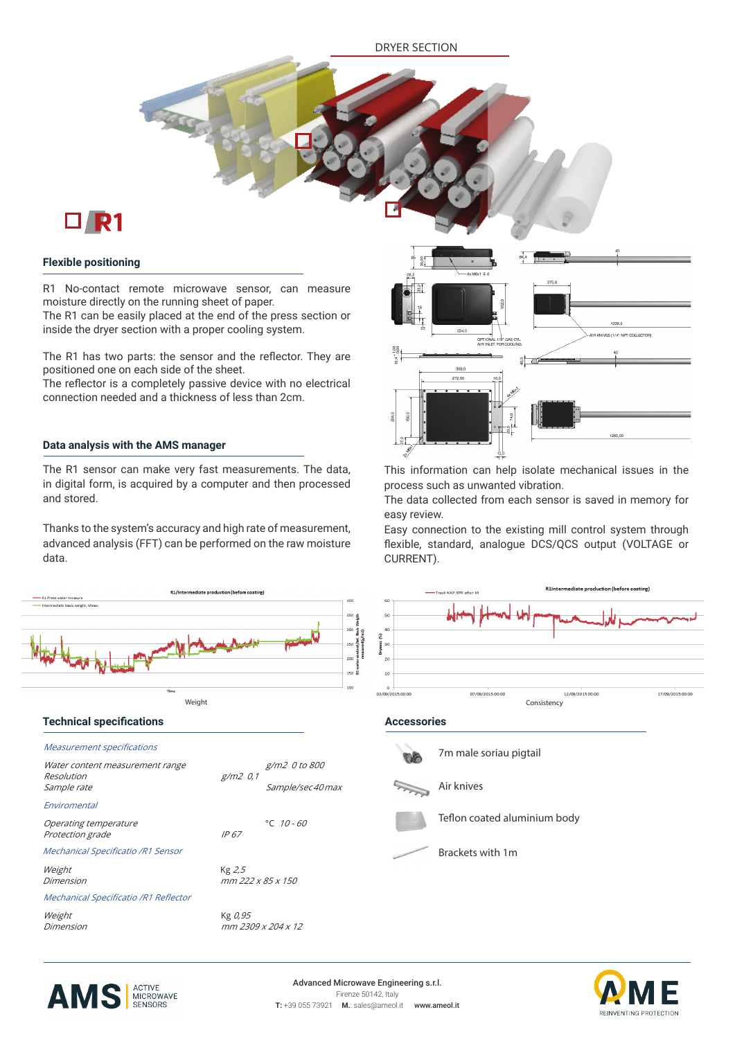DRYER SECTION

R1

## Flexible positioning

R1 No-contact remote microwave sensor, can measure moisture directly on the running sheet of paper.
The R1 can be easily placed at the end of the press section or inside the dryer section with a proper cooling system.

The R1 has two parts: the sensor and the reflector. They are positioned one on each side of the sheet.
The reflector is a completely passive device with no electrical connection needed and a thickness of less than 2cm.

## Data analysis with the AMS manager

The R1 sensor can make very fast measurements. The data, in digital form, is acquired by a computer and then processed and stored.

Thanks to the system's accuracy and high rate of measurement, advanced analysis (FFT) can be performed on the raw moisture data.

This information can help isolate mechanical issues in the process such as unwanted vibration.
The data collected from each sensor is saved in memory for easy review.
Easy connection to the existing mill control system through flexible, standard, analogue DCS/QCS output (VOLTAGE or CURRENT).

R1/Intermediate production (before coating)
R1 Press water measure
Intermediate basis weight, Meas
Time
Weight

R1intermediate production (before coating)
Track KAP 3PR after M
Dryness (%)
02/09/2015 00:00
07/09/2015 00:00
12/09/2015 00:00
17/09/2015 00:00
Consistency

## Technical specifications

*Measurement specifications*

| | |
|---|---|
| *Water content measurement range* | *g/m2 0 to 800* |
| *Resolution* | *g/m2 0,1* |
| *Sample rate* | *Sample/sec 40 max* |

*Enviromental*

| | |
|---|---|
| *Operating temperature* | *°C 10 - 60* |
| *Protection grade* | *IP 67* |

*Mechanical Specificatio /R1 Sensor*

| | |
|---|---|
| *Weight* | Kg *2,5* |
| *Dimension* | *mm 222 x 85 x 150* |

*Mechanical Specificatio /R1 Reflector*

| | |
|---|---|
| *Weight* | Kg *0,95* |
| *Dimension* | *mm 2309 x 204 x 12* |

## Accessories

- 7m male soriau pigtail
- Air knives
- Teflon coated aluminium body
- Brackets with 1m

AMS ACTIVE MICROWAVE SENSORS

Advanced Microwave Engineering s.r.l.
Firenze 50142, Italy
**T:** +39 055 73921 **M.**: sales@ameol.it **www.ameol.it**

AME REINVENTING PROTECTION